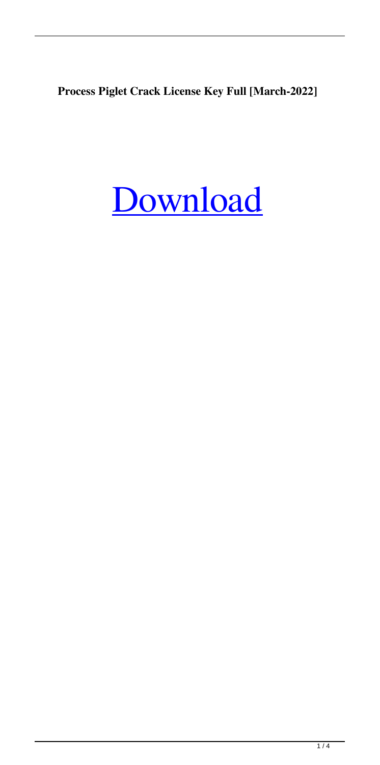**Process Piglet Crack License Key Full [March-2022]**

Download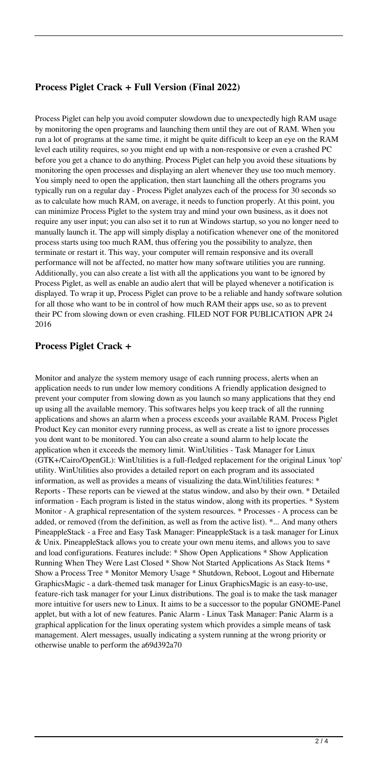## Process Piglet Crack + Full Version (Final 2022)

Process Piglet can help you avoid computer slowdown due to unexpectedly high RAM usage by monitoring the open programs and launching them until they are out of RAM. When you run a lot of programs at the same time, it might be quite difficult to keep an eye on the RAM level each utility requires, so you might end up with a non-responsive or even a crashed PC before you get a chance to do anything. Process Piglet can help you avoid these situations by monitoring the open processes and displaying an alert whenever they use too much memory. You simply need to open the application, then start launching all the others programs you typically run on a regular day - Process Piglet analyzes each of the process for 30 seconds so as to calculate how much RAM, on average, it needs to function properly. At this point, you can minimize Process Piglet to the system tray and mind your own business, as it does not require any user input; you can also set it to run at Windows startup, so you no longer need to manually launch it. The app will simply display a notification whenever one of the monitored process starts using too much RAM, thus offering you the possibility to analyze, then terminate or restart it. This way, your computer will remain responsive and its overall performance will not be affected, no matter how many software utilities you are running. Additionally, you can also create a list with all the applications you want to be ignored by Process Piglet, as well as enable an audio alert that will be played whenever a notification is displayed. To wrap it up, Process Piglet can prove to be a reliable and handy software solution for all those who want to be in control of how much RAM their apps use, so as to prevent their PC from slowing down or even crashing. FILED NOT FOR PUBLICATION APR 24 2016

## Process Piglet Crack +

Monitor and analyze the system memory usage of each running process, alerts when an application needs to run under low memory conditions A friendly application designed to prevent your computer from slowing down as you launch so many applications that they end up using all the available memory. This softwares helps you keep track of all the running applications and shows an alarm when a process exceeds your available RAM. Process Piglet Product Key can monitor every running process, as well as create a list to ignore processes you dont want to be monitored. You can also create a sound alarm to help locate the application when it exceeds the memory limit. WinUtilities - Task Manager for Linux (GTK+/Cairo/OpenGL): WinUtilities is a full-fledged replacement for the original Linux 'top' utility. WinUtilities also provides a detailed report on each program and its associated information, as well as provides a means of visualizing the data.WinUtilities features: * Reports - These reports can be viewed at the status window, and also by their own. * Detailed information - Each program is listed in the status window, along with its properties. * System Monitor - A graphical representation of the system resources. * Processes - A process can be added, or removed (from the definition, as well as from the active list). *... And many others PineappleStack - a Free and Easy Task Manager: PineappleStack is a task manager for Linux & Unix. PineappleStack allows you to create your own menu items, and allows you to save and load configurations. Features include: * Show Open Applications * Show Application Running When They Were Last Closed * Show Not Started Applications As Stack Items * Show a Process Tree * Monitor Memory Usage * Shutdown, Reboot, Logout and Hibernate GraphicsMagic - a dark-themed task manager for Linux GraphicsMagic is an easy-to-use, feature-rich task manager for your Linux distributions. The goal is to make the task manager more intuitive for users new to Linux. It aims to be a successor to the popular GNOME-Panel applet, but with a lot of new features. Panic Alarm - Linux Task Manager: Panic Alarm is a graphical application for the linux operating system which provides a simple means of task management. Alert messages, usually indicating a system running at the wrong priority or otherwise unable to perform the a69d392a70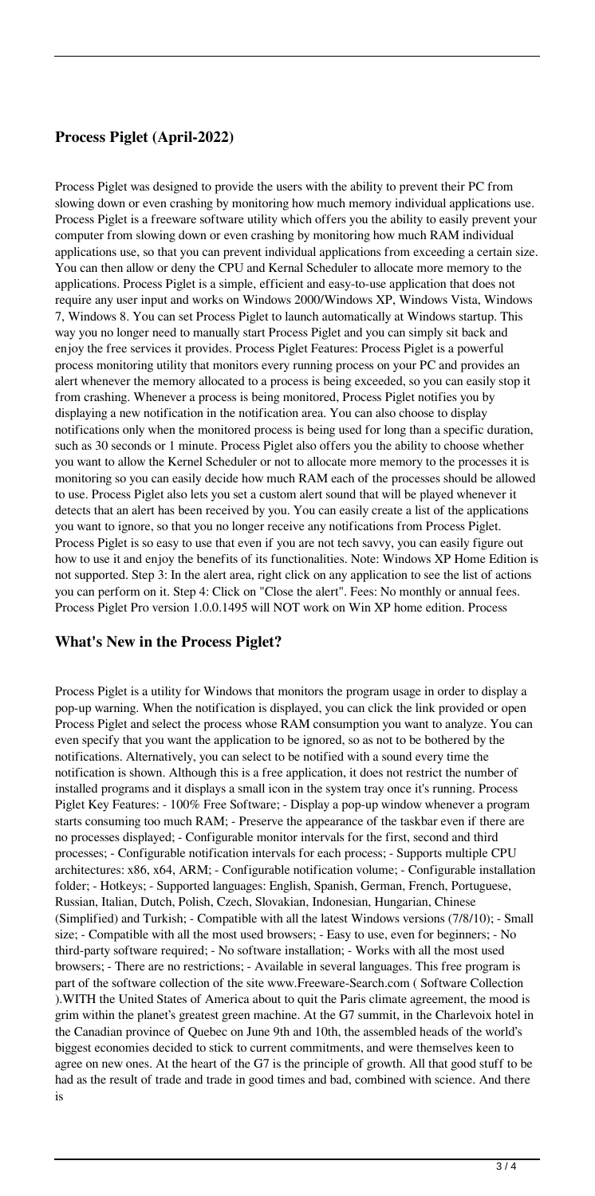## Process Piglet (April-2022)

Process Piglet was designed to provide the users with the ability to prevent their PC from slowing down or even crashing by monitoring how much memory individual applications use. Process Piglet is a freeware software utility which offers you the ability to easily prevent your computer from slowing down or even crashing by monitoring how much RAM individual applications use, so that you can prevent individual applications from exceeding a certain size. You can then allow or deny the CPU and Kernal Scheduler to allocate more memory to the applications. Process Piglet is a simple, efficient and easy-to-use application that does not require any user input and works on Windows 2000/Windows XP, Windows Vista, Windows 7, Windows 8. You can set Process Piglet to launch automatically at Windows startup. This way you no longer need to manually start Process Piglet and you can simply sit back and enjoy the free services it provides. Process Piglet Features: Process Piglet is a powerful process monitoring utility that monitors every running process on your PC and provides an alert whenever the memory allocated to a process is being exceeded, so you can easily stop it from crashing. Whenever a process is being monitored, Process Piglet notifies you by displaying a new notification in the notification area. You can also choose to display notifications only when the monitored process is being used for long than a specific duration, such as 30 seconds or 1 minute. Process Piglet also offers you the ability to choose whether you want to allow the Kernel Scheduler or not to allocate more memory to the processes it is monitoring so you can easily decide how much RAM each of the processes should be allowed to use. Process Piglet also lets you set a custom alert sound that will be played whenever it detects that an alert has been received by you. You can easily create a list of the applications you want to ignore, so that you no longer receive any notifications from Process Piglet. Process Piglet is so easy to use that even if you are not tech savvy, you can easily figure out how to use it and enjoy the benefits of its functionalities. Note: Windows XP Home Edition is not supported. Step 3: In the alert area, right click on any application to see the list of actions you can perform on it. Step 4: Click on "Close the alert". Fees: No monthly or annual fees. Process Piglet Pro version 1.0.0.1495 will NOT work on Win XP home edition. Process

## What's New in the Process Piglet?

Process Piglet is a utility for Windows that monitors the program usage in order to display a pop-up warning. When the notification is displayed, you can click the link provided or open Process Piglet and select the process whose RAM consumption you want to analyze. You can even specify that you want the application to be ignored, so as not to be bothered by the notifications. Alternatively, you can select to be notified with a sound every time the notification is shown. Although this is a free application, it does not restrict the number of installed programs and it displays a small icon in the system tray once it's running. Process Piglet Key Features: - 100% Free Software; - Display a pop-up window whenever a program starts consuming too much RAM; - Preserve the appearance of the taskbar even if there are no processes displayed; - Configurable monitor intervals for the first, second and third processes; - Configurable notification intervals for each process; - Supports multiple CPU architectures: x86, x64, ARM; - Configurable notification volume; - Configurable installation folder; - Hotkeys; - Supported languages: English, Spanish, German, French, Portuguese, Russian, Italian, Dutch, Polish, Czech, Slovakian, Indonesian, Hungarian, Chinese (Simplified) and Turkish; - Compatible with all the latest Windows versions (7/8/10); - Small size; - Compatible with all the most used browsers; - Easy to use, even for beginners; - No third-party software required; - No software installation; - Works with all the most used browsers; - There are no restrictions; - Available in several languages. This free program is part of the software collection of the site www.Freeware-Search.com ( Software Collection ).WITH the United States of America about to quit the Paris climate agreement, the mood is grim within the planet's greatest green machine. At the G7 summit, in the Charlevoix hotel in the Canadian province of Quebec on June 9th and 10th, the assembled heads of the world's biggest economies decided to stick to current commitments, and were themselves keen to agree on new ones. At the heart of the G7 is the principle of growth. All that good stuff to be had as the result of trade and trade in good times and bad, combined with science. And there is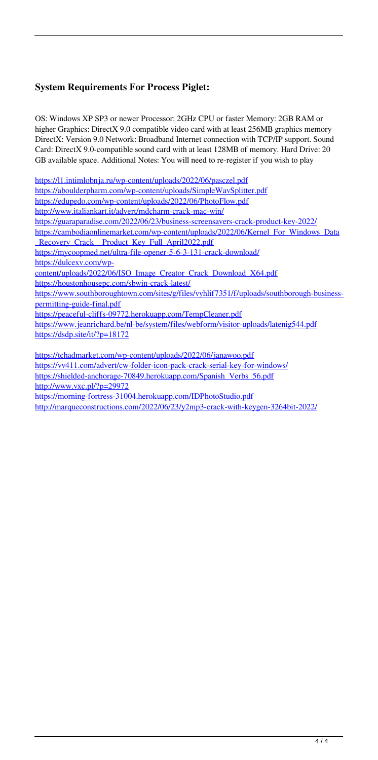## System Requirements For Process Piglet:

OS: Windows XP SP3 or newer Processor: 2GHz CPU or faster Memory: 2GB RAM or higher Graphics: DirectX 9.0 compatible video card with at least 256MB graphics memory DirectX: Version 9.0 Network: Broadband Internet connection with TCP/IP support. Sound Card: DirectX 9.0-compatible sound card with at least 128MB of memory. Hard Drive: 20 GB available space. Additional Notes: You will need to re-register if you wish to play

https://l1.intimlobnja.ru/wp-content/uploads/2022/06/pasczel.pdf
https://aboulderpharm.com/wp-content/uploads/SimpleWavSplitter.pdf
https://edupedo.com/wp-content/uploads/2022/06/PhotoFlow.pdf
http://www.italiankart.it/advert/mdcharm-crack-mac-win/
https://guaraparadise.com/2022/06/23/business-screensavers-crack-product-key-2022/
https://cambodiaonlinemarket.com/wp-content/uploads/2022/06/Kernel_For_Windows_Data_Recovery_Crack__Product_Key_Full_April2022.pdf
https://mycoopmed.net/ultra-file-opener-5-6-3-131-crack-download/
https://dulcexv.com/wp-content/uploads/2022/06/ISO_Image_Creator_Crack_Download_X64.pdf
https://houstonhousepc.com/sbwin-crack-latest/
https://www.southboroughtown.com/sites/g/files/vyhlif7351/f/uploads/southborough-business-permitting-guide-final.pdf
https://peaceful-cliffs-09772.herokuapp.com/TempCleaner.pdf
https://www.jeanrichard.be/nl-be/system/files/webform/visitor-uploads/latenig544.pdf
https://dsdp.site/it/?p=18172

https://tchadmarket.com/wp-content/uploads/2022/06/janawoo.pdf
https://vv411.com/advert/cw-folder-icon-pack-crack-serial-key-for-windows/
https://shielded-anchorage-70849.herokuapp.com/Spanish_Verbs_56.pdf
http://www.vxc.pl/?p=29972
https://morning-fortress-31004.herokuapp.com/IDPhotoStudio.pdf
http://marqueconstructions.com/2022/06/23/y2mp3-crack-with-keygen-3264bit-2022/